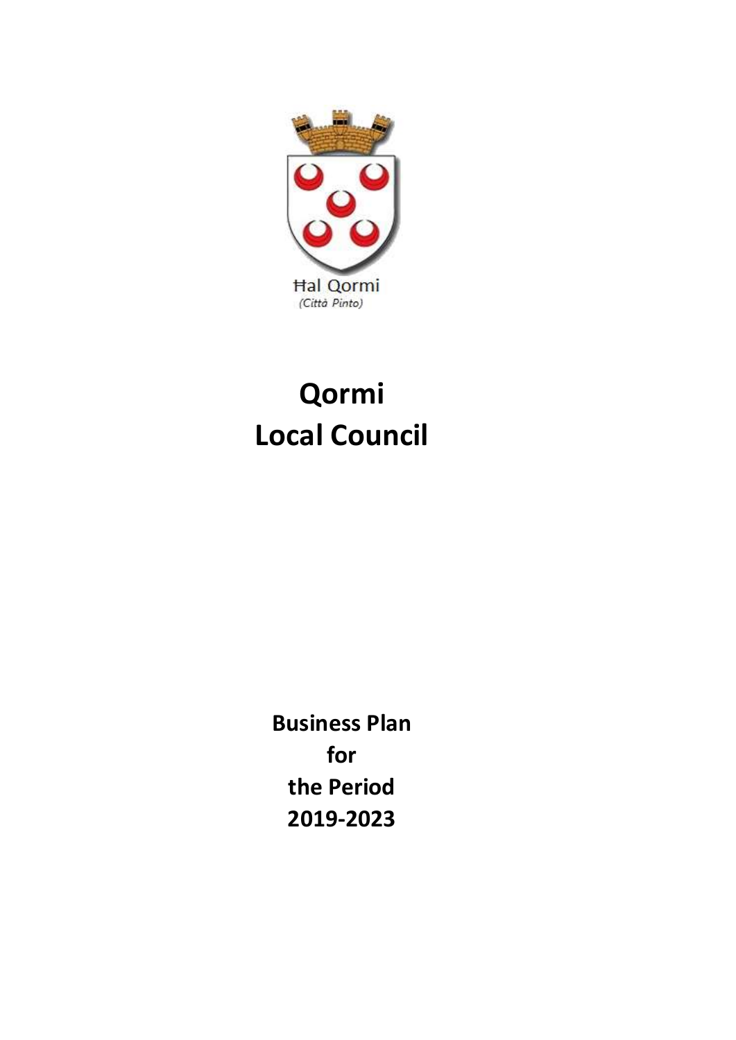Ħal Qormi

*(Città Pinto)*

# Qormi Local Council

**Business Plan**
**for**
**the Period**
**2019-2023**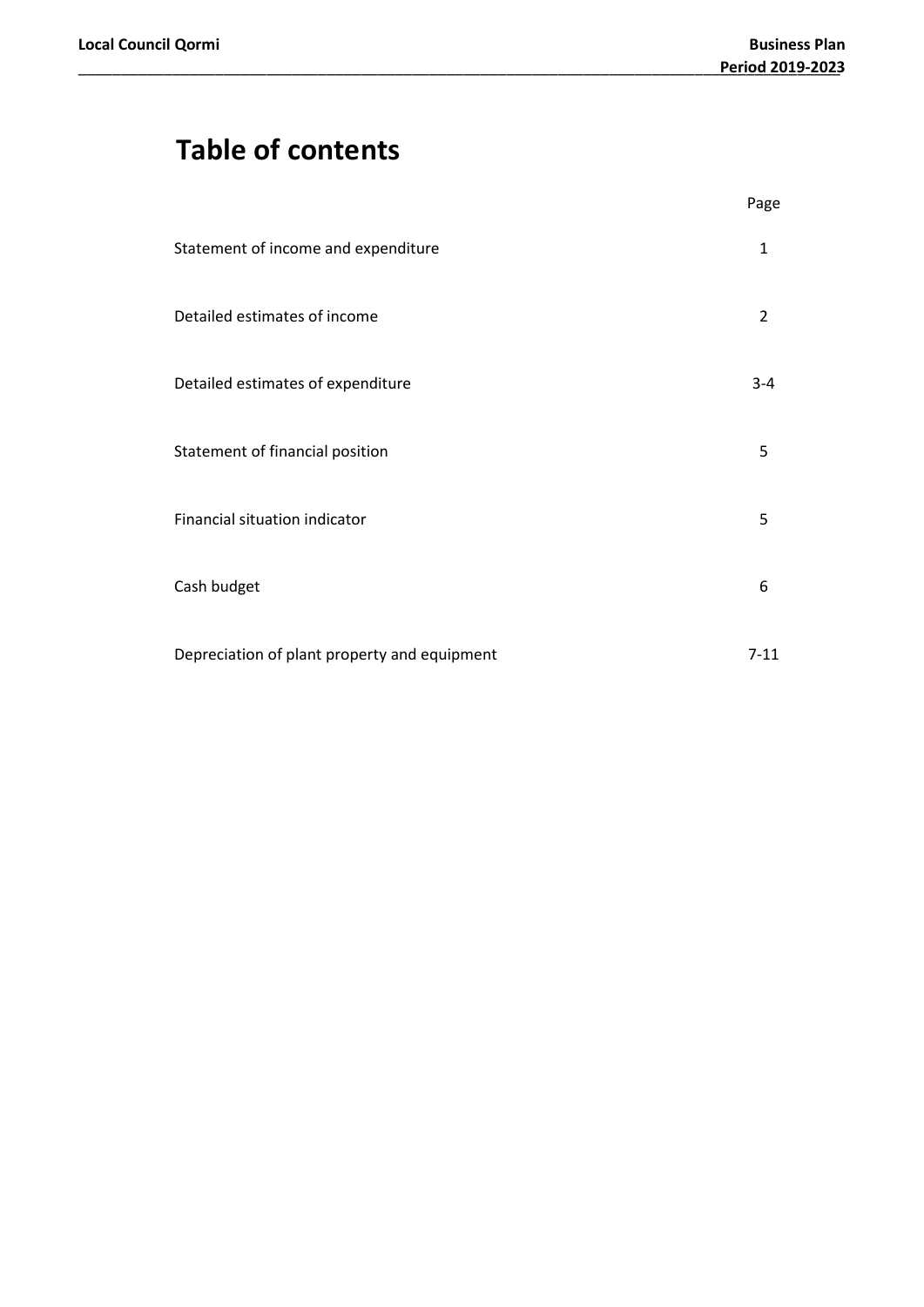# Table of contents

| | Page |
|---|---|
| Statement of income and expenditure | 1 |
| Detailed estimates of income | 2 |
| Detailed estimates of expenditure | 3-4 |
| Statement of financial position | 5 |
| Financial situation indicator | 5 |
| Cash budget | 6 |
| Depreciation of plant property and equipment | 7-11 |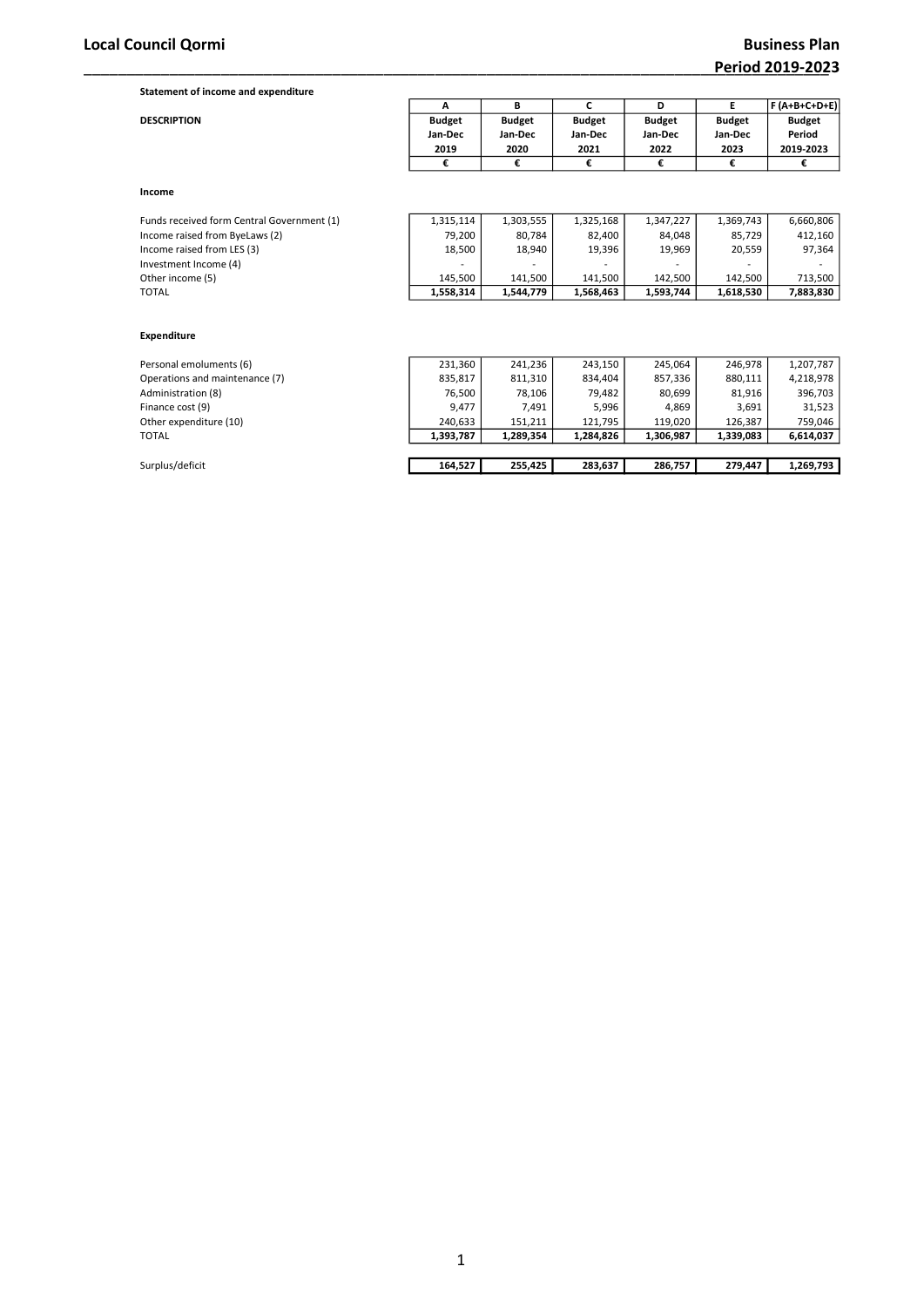**Local Council Qormi** **Business Plan Period 2019-2023**

**Statement of income and expenditure**

| DESCRIPTION | A | B | C | D | E | F (A+B+C+D+E) |
|---|---|---|---|---|---|---|
| | Budget Jan-Dec 2019 | Budget Jan-Dec 2020 | Budget Jan-Dec 2021 | Budget Jan-Dec 2022 | Budget Jan-Dec 2023 | Budget Period 2019-2023 |
| | € | € | € | € | € | € |
| **Income** | | | | | | |
| Funds received form Central Government (1) | 1,315,114 | 1,303,555 | 1,325,168 | 1,347,227 | 1,369,743 | 6,660,806 |
| Income raised from ByeLaws (2) | 79,200 | 80,784 | 82,400 | 84,048 | 85,729 | 412,160 |
| Income raised from LES (3) | 18,500 | 18,940 | 19,396 | 19,969 | 20,559 | 97,364 |
| Investment Income (4) | - | - | - | - | - | - |
| Other income (5) | 145,500 | 141,500 | 141,500 | 142,500 | 142,500 | 713,500 |
| TOTAL | **1,558,314** | **1,544,779** | **1,568,463** | **1,593,744** | **1,618,530** | **7,883,830** |
| **Expenditure** | | | | | | |
| Personal emoluments (6) | 231,360 | 241,236 | 243,150 | 245,064 | 246,978 | 1,207,787 |
| Operations and maintenance (7) | 835,817 | 811,310 | 834,404 | 857,336 | 880,111 | 4,218,978 |
| Administration (8) | 76,500 | 78,106 | 79,482 | 80,699 | 81,916 | 396,703 |
| Finance cost (9) | 9,477 | 7,491 | 5,996 | 4,869 | 3,691 | 31,523 |
| Other expenditure (10) | 240,633 | 151,211 | 121,795 | 119,020 | 126,387 | 759,046 |
| TOTAL | **1,393,787** | **1,289,354** | **1,284,826** | **1,306,987** | **1,339,083** | **6,614,037** |
| Surplus/deficit | **164,527** | **255,425** | **283,637** | **286,757** | **279,447** | **1,269,793** |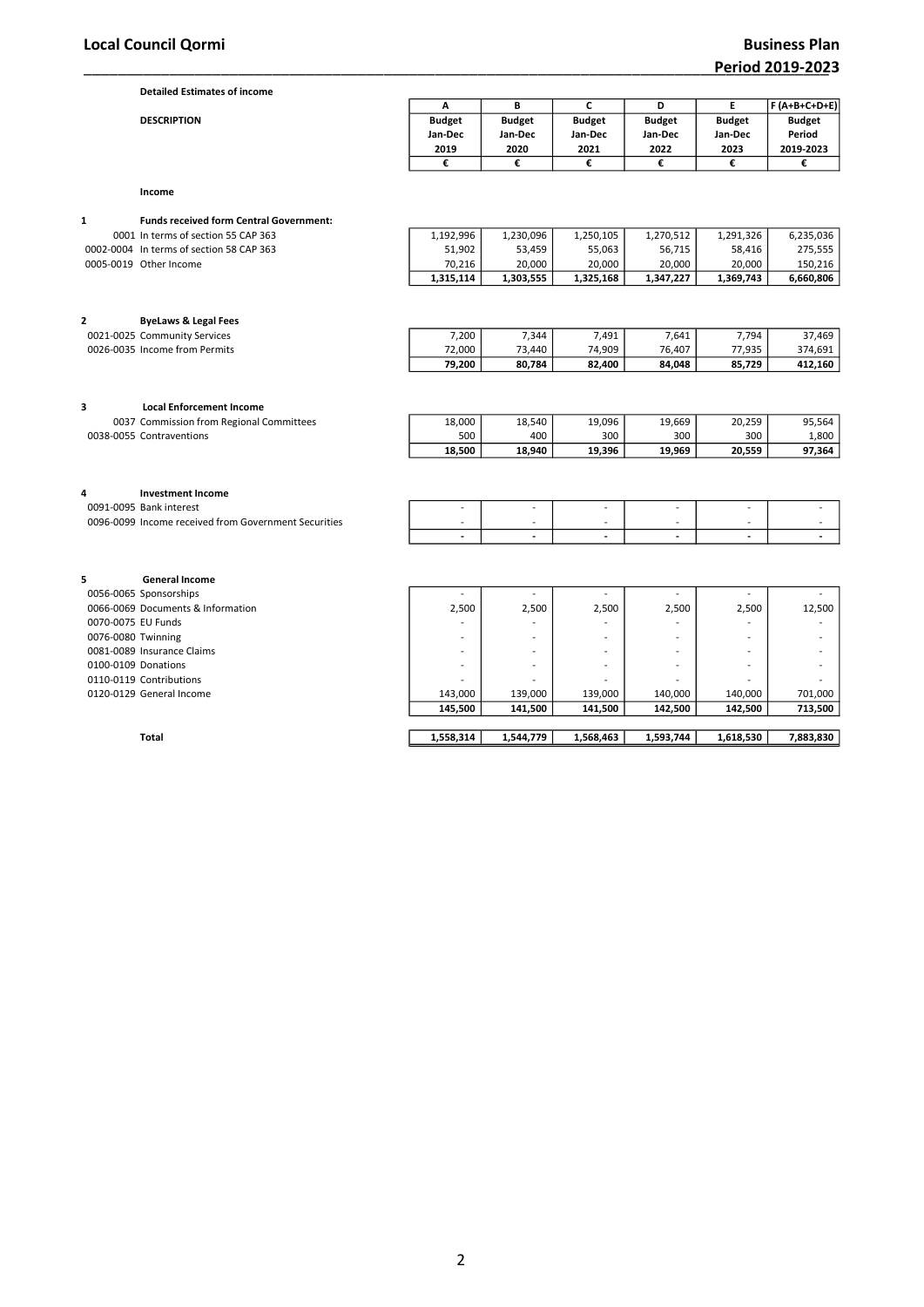**Detailed Estimates of income**

| DESCRIPTION | A<br>Budget<br>Jan-Dec<br>2019<br>€ | B<br>Budget<br>Jan-Dec<br>2020<br>€ | C<br>Budget<br>Jan-Dec<br>2021<br>€ | D<br>Budget<br>Jan-Dec<br>2022<br>€ | E<br>Budget<br>Jan-Dec<br>2023<br>€ | F (A+B+C+D+E)<br>Budget<br>Period<br>2019-2023<br>€ |
|---|---|---|---|---|---|---|
| **Income** | | | | | | |
| **1 Funds received form Central Government:** | | | | | | |
| 0001 In terms of section 55 CAP 363 | 1,192,996 | 1,230,096 | 1,250,105 | 1,270,512 | 1,291,326 | 6,235,036 |
| 0002-0004 In terms of section 58 CAP 363 | 51,902 | 53,459 | 55,063 | 56,715 | 58,416 | 275,555 |
| 0005-0019 Other Income | 70,216 | 20,000 | 20,000 | 20,000 | 20,000 | 150,216 |
| | **1,315,114** | **1,303,555** | **1,325,168** | **1,347,227** | **1,369,743** | **6,660,806** |
| **2 ByeLaws & Legal Fees** | | | | | | |
| 0021-0025 Community Services | 7,200 | 7,344 | 7,491 | 7,641 | 7,794 | 37,469 |
| 0026-0035 Income from Permits | 72,000 | 73,440 | 74,909 | 76,407 | 77,935 | 374,691 |
| | **79,200** | **80,784** | **82,400** | **84,048** | **85,729** | **412,160** |
| **3 Local Enforcement Income** | | | | | | |
| 0037 Commission from Regional Committees | 18,000 | 18,540 | 19,096 | 19,669 | 20,259 | 95,564 |
| 0038-0055 Contraventions | 500 | 400 | 300 | 300 | 300 | 1,800 |
| | **18,500** | **18,940** | **19,396** | **19,969** | **20,559** | **97,364** |
| **4 Investment Income** | | | | | | |
| 0091-0095 Bank interest | - | - | - | - | - | - |
| 0096-0099 Income received from Government Securities | - | - | - | - | - | - |
| | **-** | **-** | **-** | **-** | **-** | **-** |
| **5 General Income** | | | | | | |
| 0056-0065 Sponsorships | - | - | - | - | - | - |
| 0066-0069 Documents & Information | 2,500 | 2,500 | 2,500 | 2,500 | 2,500 | 12,500 |
| 0070-0075 EU Funds | - | - | - | - | - | - |
| 0076-0080 Twinning | - | - | - | - | - | - |
| 0081-0089 Insurance Claims | - | - | - | - | - | - |
| 0100-0109 Donations | - | - | - | - | - | - |
| 0110-0119 Contributions | - | - | - | - | - | - |
| 0120-0129 General Income | 143,000 | 139,000 | 139,000 | 140,000 | 140,000 | 701,000 |
| | **145,500** | **141,500** | **141,500** | **142,500** | **142,500** | **713,500** |
| **Total** | **1,558,314** | **1,544,779** | **1,568,463** | **1,593,744** | **1,618,530** | **7,883,830** |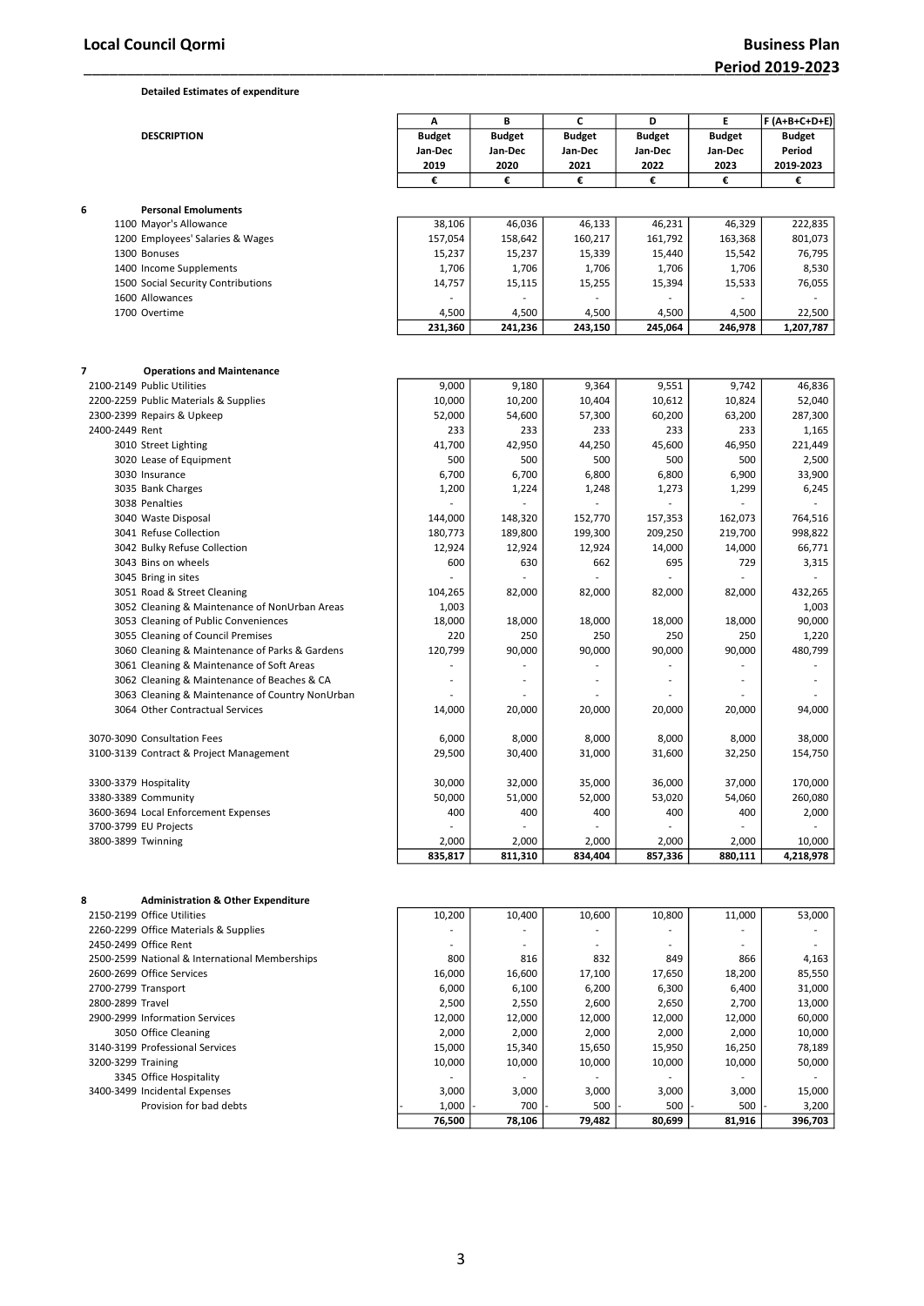**Detailed Estimates of expenditure**

| DESCRIPTION | A | B | C | D | E | F (A+B+C+D+E) |
|---|---|---|---|---|---|---|
| | Budget Jan-Dec 2019 | Budget Jan-Dec 2020 | Budget Jan-Dec 2021 | Budget Jan-Dec 2022 | Budget Jan-Dec 2023 | Budget Period 2019-2023 |
| | € | € | € | € | € | € |
| **6 Personal Emoluments** | | | | | | |
| 1100 Mayor's Allowance | 38,106 | 46,036 | 46,133 | 46,231 | 46,329 | 222,835 |
| 1200 Employees' Salaries & Wages | 157,054 | 158,642 | 160,217 | 161,792 | 163,368 | 801,073 |
| 1300 Bonuses | 15,237 | 15,237 | 15,339 | 15,440 | 15,542 | 76,795 |
| 1400 Income Supplements | 1,706 | 1,706 | 1,706 | 1,706 | 1,706 | 8,530 |
| 1500 Social Security Contributions | 14,757 | 15,115 | 15,255 | 15,394 | 15,533 | 76,055 |
| 1600 Allowances | - | - | - | - | - | - |
| 1700 Overtime | 4,500 | 4,500 | 4,500 | 4,500 | 4,500 | 22,500 |
| | **231,360** | **241,236** | **243,150** | **245,064** | **246,978** | **1,207,787** |
| **7 Operations and Maintenance** | | | | | | |
| 2100-2149 Public Utilities | 9,000 | 9,180 | 9,364 | 9,551 | 9,742 | 46,836 |
| 2200-2259 Public Materials & Supplies | 10,000 | 10,200 | 10,404 | 10,612 | 10,824 | 52,040 |
| 2300-2399 Repairs & Upkeep | 52,000 | 54,600 | 57,300 | 60,200 | 63,200 | 287,300 |
| 2400-2449 Rent | 233 | 233 | 233 | 233 | 233 | 1,165 |
| 3010 Street Lighting | 41,700 | 42,950 | 44,250 | 45,600 | 46,950 | 221,449 |
| 3020 Lease of Equipment | 500 | 500 | 500 | 500 | 500 | 2,500 |
| 3030 Insurance | 6,700 | 6,700 | 6,800 | 6,800 | 6,900 | 33,900 |
| 3035 Bank Charges | 1,200 | 1,224 | 1,248 | 1,273 | 1,299 | 6,245 |
| 3038 Penalties | - | - | - | - | - | - |
| 3040 Waste Disposal | 144,000 | 148,320 | 152,770 | 157,353 | 162,073 | 764,516 |
| 3041 Refuse Collection | 180,773 | 189,800 | 199,300 | 209,250 | 219,700 | 998,822 |
| 3042 Bulky Refuse Collection | 12,924 | 12,924 | 12,924 | 14,000 | 14,000 | 66,771 |
| 3043 Bins on wheels | 600 | 630 | 662 | 695 | 729 | 3,315 |
| 3045 Bring in sites | - | - | - | - | - | - |
| 3051 Road & Street Cleaning | 104,265 | 82,000 | 82,000 | 82,000 | 82,000 | 432,265 |
| 3052 Cleaning & Maintenance of NonUrban Areas | 1,003 | | | | | 1,003 |
| 3053 Cleaning of Public Conveniences | 18,000 | 18,000 | 18,000 | 18,000 | 18,000 | 90,000 |
| 3055 Cleaning of Council Premises | 220 | 250 | 250 | 250 | 250 | 1,220 |
| 3060 Cleaning & Maintenance of Parks & Gardens | 120,799 | 90,000 | 90,000 | 90,000 | 90,000 | 480,799 |
| 3061 Cleaning & Maintenance of Soft Areas | - | - | - | - | - | - |
| 3062 Cleaning & Maintenance of Beaches & CA | - | - | - | - | - | - |
| 3063 Cleaning & Maintenance of Country NonUrban | - | - | - | - | - | - |
| 3064 Other Contractual Services | 14,000 | 20,000 | 20,000 | 20,000 | 20,000 | 94,000 |
| 3070-3090 Consultation Fees | 6,000 | 8,000 | 8,000 | 8,000 | 8,000 | 38,000 |
| 3100-3139 Contract & Project Management | 29,500 | 30,400 | 31,000 | 31,600 | 32,250 | 154,750 |
| 3300-3379 Hospitality | 30,000 | 32,000 | 35,000 | 36,000 | 37,000 | 170,000 |
| 3380-3389 Community | 50,000 | 51,000 | 52,000 | 53,020 | 54,060 | 260,080 |
| 3600-3694 Local Enforcement Expenses | 400 | 400 | 400 | 400 | 400 | 2,000 |
| 3700-3799 EU Projects | - | - | - | - | - | - |
| 3800-3899 Twinning | 2,000 | 2,000 | 2,000 | 2,000 | 2,000 | 10,000 |
| | **835,817** | **811,310** | **834,404** | **857,336** | **880,111** | **4,218,978** |
| **8 Administration & Other Expenditure** | | | | | | |
| 2150-2199 Office Utilities | 10,200 | 10,400 | 10,600 | 10,800 | 11,000 | 53,000 |
| 2260-2299 Office Materials & Supplies | - | - | - | - | - | - |
| 2450-2499 Office Rent | - | - | - | - | - | - |
| 2500-2599 National & International Memberships | 800 | 816 | 832 | 849 | 866 | 4,163 |
| 2600-2699 Office Services | 16,000 | 16,600 | 17,100 | 17,650 | 18,200 | 85,550 |
| 2700-2799 Transport | 6,000 | 6,100 | 6,200 | 6,300 | 6,400 | 31,000 |
| 2800-2899 Travel | 2,500 | 2,550 | 2,600 | 2,650 | 2,700 | 13,000 |
| 2900-2999 Information Services | 12,000 | 12,000 | 12,000 | 12,000 | 12,000 | 60,000 |
| 3050 Office Cleaning | 2,000 | 2,000 | 2,000 | 2,000 | 2,000 | 10,000 |
| 3140-3199 Professional Services | 15,000 | 15,340 | 15,650 | 15,950 | 16,250 | 78,189 |
| 3200-3299 Training | 10,000 | 10,000 | 10,000 | 10,000 | 10,000 | 50,000 |
| 3345 Office Hospitality | - | - | - | - | - | - |
| 3400-3499 Incidental Expenses | 3,000 | 3,000 | 3,000 | 3,000 | 3,000 | 15,000 |
| Provision for bad debts | - 1,000 | - 700 | - 500 | - 500 | - 500 | - 3,200 |
| | **76,500** | **78,106** | **79,482** | **80,699** | **81,916** | **396,703** |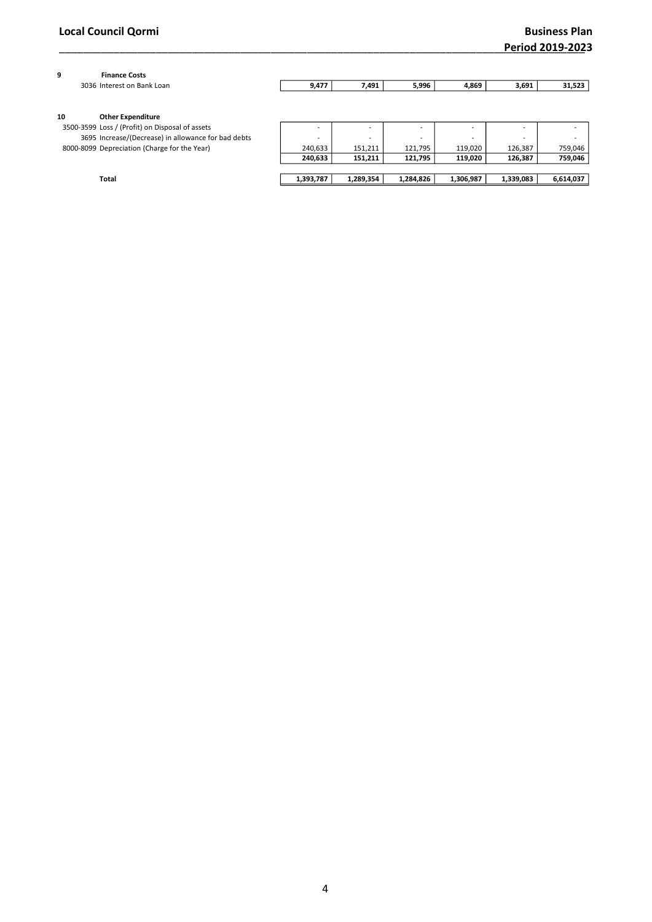| Code | Description | | | | | | |
|---|---|---|---|---|---|---|---|
| **9** | **Finance Costs** | | | | | | |
| 3036 | Interest on Bank Loan | **9,477** | **7,491** | **5,996** | **4,869** | **3,691** | **31,523** |
| | | | | | | | |
| **10** | **Other Expenditure** | | | | | | |
| 3500-3599 | Loss / (Profit) on Disposal of assets | - | - | - | - | - | - |
| 3695 | Increase/(Decrease) in allowance for bad debts | - | - | - | - | - | - |
| 8000-8099 | Depreciation (Charge for the Year) | 240,633 | 151,211 | 121,795 | 119,020 | 126,387 | 759,046 |
| | | **240,633** | **151,211** | **121,795** | **119,020** | **126,387** | **759,046** |
| | | | | | | | |
| | **Total** | **1,393,787** | **1,289,354** | **1,284,826** | **1,306,987** | **1,339,083** | **6,614,037** |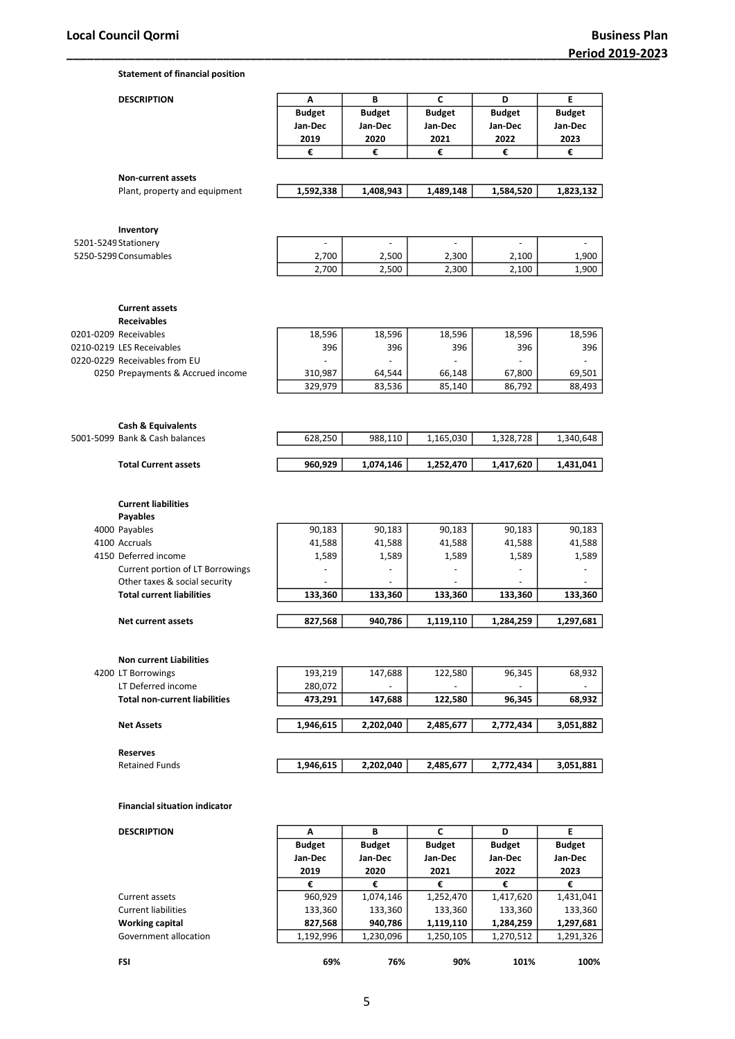### Statement of financial position

| DESCRIPTION | A | B | C | D | E |
|---|---|---|---|---|---|
| | Budget Jan-Dec 2019 | Budget Jan-Dec 2020 | Budget Jan-Dec 2021 | Budget Jan-Dec 2022 | Budget Jan-Dec 2023 |
| | € | € | € | € | € |
| **Non-current assets** | | | | | |
| Plant, property and equipment | 1,592,338 | 1,408,943 | 1,489,148 | 1,584,520 | 1,823,132 |
| **Inventory** | | | | | |
| 5201-5249 Stationery | - | - | - | - | - |
| 5250-5299 Consumables | 2,700 | 2,500 | 2,300 | 2,100 | 1,900 |
| | 2,700 | 2,500 | 2,300 | 2,100 | 1,900 |
| **Current assets** | | | | | |
| **Receivables** | | | | | |
| 0201-0209 Receivables | 18,596 | 18,596 | 18,596 | 18,596 | 18,596 |
| 0210-0219 LES Receivables | 396 | 396 | 396 | 396 | 396 |
| 0220-0229 Receivables from EU | - | - | - | - | - |
| 0250 Prepayments & Accrued income | 310,987 | 64,544 | 66,148 | 67,800 | 69,501 |
| | 329,979 | 83,536 | 85,140 | 86,792 | 88,493 |
| **Cash & Equivalents** | | | | | |
| 5001-5099 Bank & Cash balances | 628,250 | 988,110 | 1,165,030 | 1,328,728 | 1,340,648 |
| **Total Current assets** | 960,929 | 1,074,146 | 1,252,470 | 1,417,620 | 1,431,041 |
| **Current liabilities** | | | | | |
| **Payables** | | | | | |
| 4000 Payables | 90,183 | 90,183 | 90,183 | 90,183 | 90,183 |
| 4100 Accruals | 41,588 | 41,588 | 41,588 | 41,588 | 41,588 |
| 4150 Deferred income | 1,589 | 1,589 | 1,589 | 1,589 | 1,589 |
| Current portion of LT Borrowings | - | - | - | - | - |
| Other taxes & social security | - | - | - | - | - |
| **Total current liabilities** | 133,360 | 133,360 | 133,360 | 133,360 | 133,360 |
| **Net current assets** | 827,568 | 940,786 | 1,119,110 | 1,284,259 | 1,297,681 |
| **Non current Liabilities** | | | | | |
| 4200 LT Borrowings | 193,219 | 147,688 | 122,580 | 96,345 | 68,932 |
| LT Deferred income | 280,072 | - | - | - | - |
| **Total non-current liabilities** | 473,291 | 147,688 | 122,580 | 96,345 | 68,932 |
| **Net Assets** | 1,946,615 | 2,202,040 | 2,485,677 | 2,772,434 | 3,051,882 |
| **Reserves** | | | | | |
| Retained Funds | 1,946,615 | 2,202,040 | 2,485,677 | 2,772,434 | 3,051,881 |

### Financial situation indicator

| DESCRIPTION | A | B | C | D | E |
|---|---|---|---|---|---|
| | Budget Jan-Dec 2019 | Budget Jan-Dec 2020 | Budget Jan-Dec 2021 | Budget Jan-Dec 2022 | Budget Jan-Dec 2023 |
| | € | € | € | € | € |
| Current assets | 960,929 | 1,074,146 | 1,252,470 | 1,417,620 | 1,431,041 |
| Current liabilities | 133,360 | 133,360 | 133,360 | 133,360 | 133,360 |
| **Working capital** | **827,568** | **940,786** | **1,119,110** | **1,284,259** | **1,297,681** |
| Government allocation | 1,192,996 | 1,230,096 | 1,250,105 | 1,270,512 | 1,291,326 |
| **FSI** | **69%** | **76%** | **90%** | **101%** | **100%** |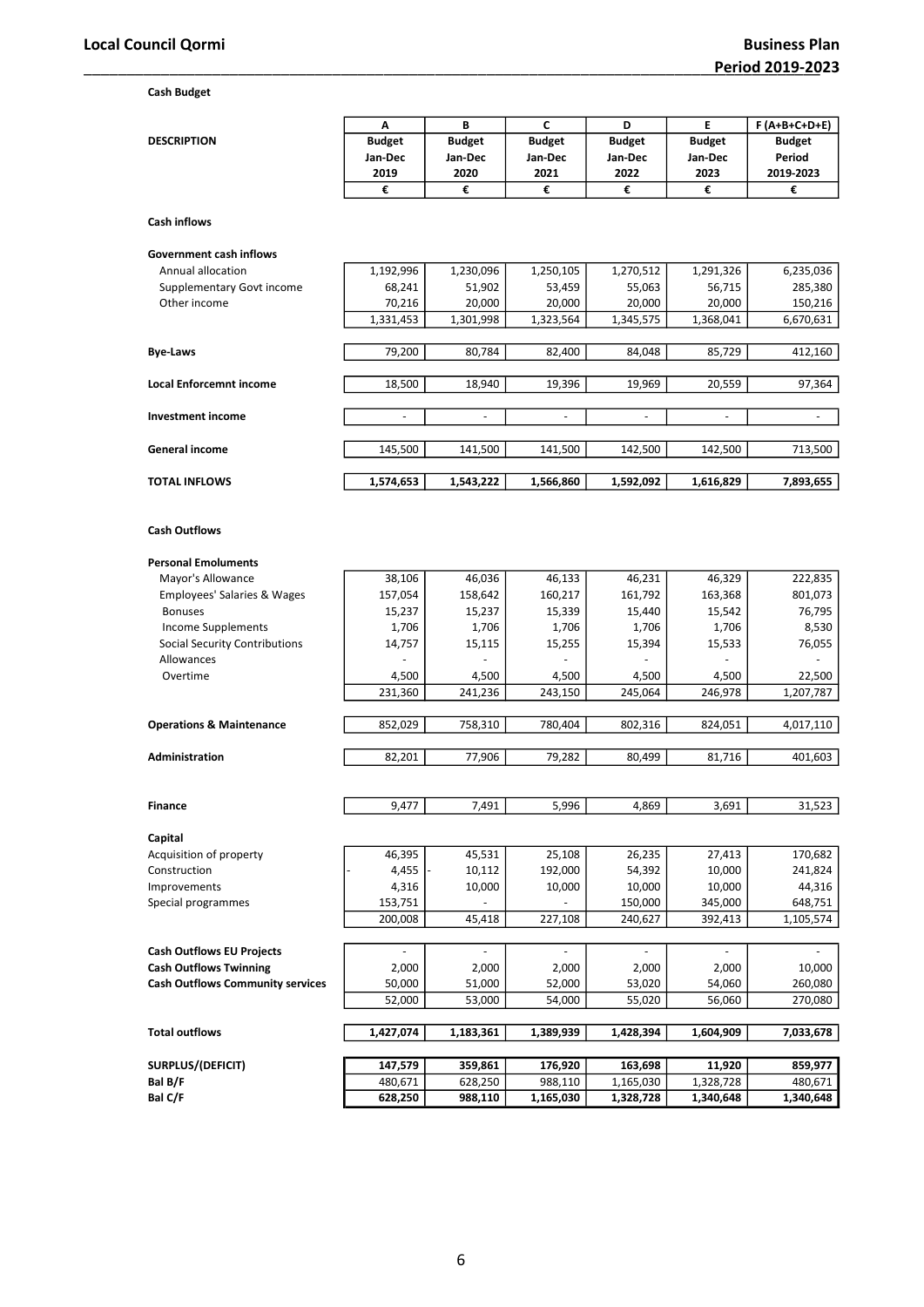**Cash Budget**

| DESCRIPTION | A | B | C | D | E | F (A+B+C+D+E) |
|---|---|---|---|---|---|---|
| | Budget | Budget | Budget | Budget | Budget | Budget |
| | Jan-Dec | Jan-Dec | Jan-Dec | Jan-Dec | Jan-Dec | Period |
| | 2019 | 2020 | 2021 | 2022 | 2023 | 2019-2023 |
| | € | € | € | € | € | € |
| **Cash inflows** | | | | | | |
| **Government cash inflows** | | | | | | |
| Annual allocation | 1,192,996 | 1,230,096 | 1,250,105 | 1,270,512 | 1,291,326 | 6,235,036 |
| Supplementary Govt income | 68,241 | 51,902 | 53,459 | 55,063 | 56,715 | 285,380 |
| Other income | 70,216 | 20,000 | 20,000 | 20,000 | 20,000 | 150,216 |
| | 1,331,453 | 1,301,998 | 1,323,564 | 1,345,575 | 1,368,041 | 6,670,631 |
| **Bye-Laws** | 79,200 | 80,784 | 82,400 | 84,048 | 85,729 | 412,160 |
| **Local Enforcemnt income** | 18,500 | 18,940 | 19,396 | 19,969 | 20,559 | 97,364 |
| **Investment income** | - | - | - | - | - | - |
| **General income** | 145,500 | 141,500 | 141,500 | 142,500 | 142,500 | 713,500 |
| **TOTAL INFLOWS** | **1,574,653** | **1,543,222** | **1,566,860** | **1,592,092** | **1,616,829** | **7,893,655** |
| **Cash Outflows** | | | | | | |
| **Personal Emoluments** | | | | | | |
| Mayor's Allowance | 38,106 | 46,036 | 46,133 | 46,231 | 46,329 | 222,835 |
| Employees' Salaries & Wages | 157,054 | 158,642 | 160,217 | 161,792 | 163,368 | 801,073 |
| Bonuses | 15,237 | 15,237 | 15,339 | 15,440 | 15,542 | 76,795 |
| Income Supplements | 1,706 | 1,706 | 1,706 | 1,706 | 1,706 | 8,530 |
| Social Security Contributions | 14,757 | 15,115 | 15,255 | 15,394 | 15,533 | 76,055 |
| Allowances | - | - | - | - | - | - |
| Overtime | 4,500 | 4,500 | 4,500 | 4,500 | 4,500 | 22,500 |
| | 231,360 | 241,236 | 243,150 | 245,064 | 246,978 | 1,207,787 |
| **Operations & Maintenance** | 852,029 | 758,310 | 780,404 | 802,316 | 824,051 | 4,017,110 |
| **Administration** | 82,201 | 77,906 | 79,282 | 80,499 | 81,716 | 401,603 |
| **Finance** | 9,477 | 7,491 | 5,996 | 4,869 | 3,691 | 31,523 |
| **Capital** | | | | | | |
| Acquisition of property | 46,395 | 45,531 | 25,108 | 26,235 | 27,413 | 170,682 |
| Construction | - 4,455 | - 10,112 | 192,000 | 54,392 | 10,000 | 241,824 |
| Improvements | 4,316 | 10,000 | 10,000 | 10,000 | 10,000 | 44,316 |
| Special programmes | 153,751 | - | - | 150,000 | 345,000 | 648,751 |
| | 200,008 | 45,418 | 227,108 | 240,627 | 392,413 | 1,105,574 |
| **Cash Outflows EU Projects** | - | - | - | - | - | - |
| **Cash Outflows Twinning** | 2,000 | 2,000 | 2,000 | 2,000 | 2,000 | 10,000 |
| **Cash Outflows Community services** | 50,000 | 51,000 | 52,000 | 53,020 | 54,060 | 260,080 |
| | 52,000 | 53,000 | 54,000 | 55,020 | 56,060 | 270,080 |
| **Total outflows** | **1,427,074** | **1,183,361** | **1,389,939** | **1,428,394** | **1,604,909** | **7,033,678** |
| **SURPLUS/(DEFICIT)** | **147,579** | **359,861** | **176,920** | **163,698** | **11,920** | **859,977** |
| **Bal B/F** | 480,671 | 628,250 | 988,110 | 1,165,030 | 1,328,728 | 480,671 |
| **Bal C/F** | **628,250** | **988,110** | **1,165,030** | **1,328,728** | **1,340,648** | **1,340,648** |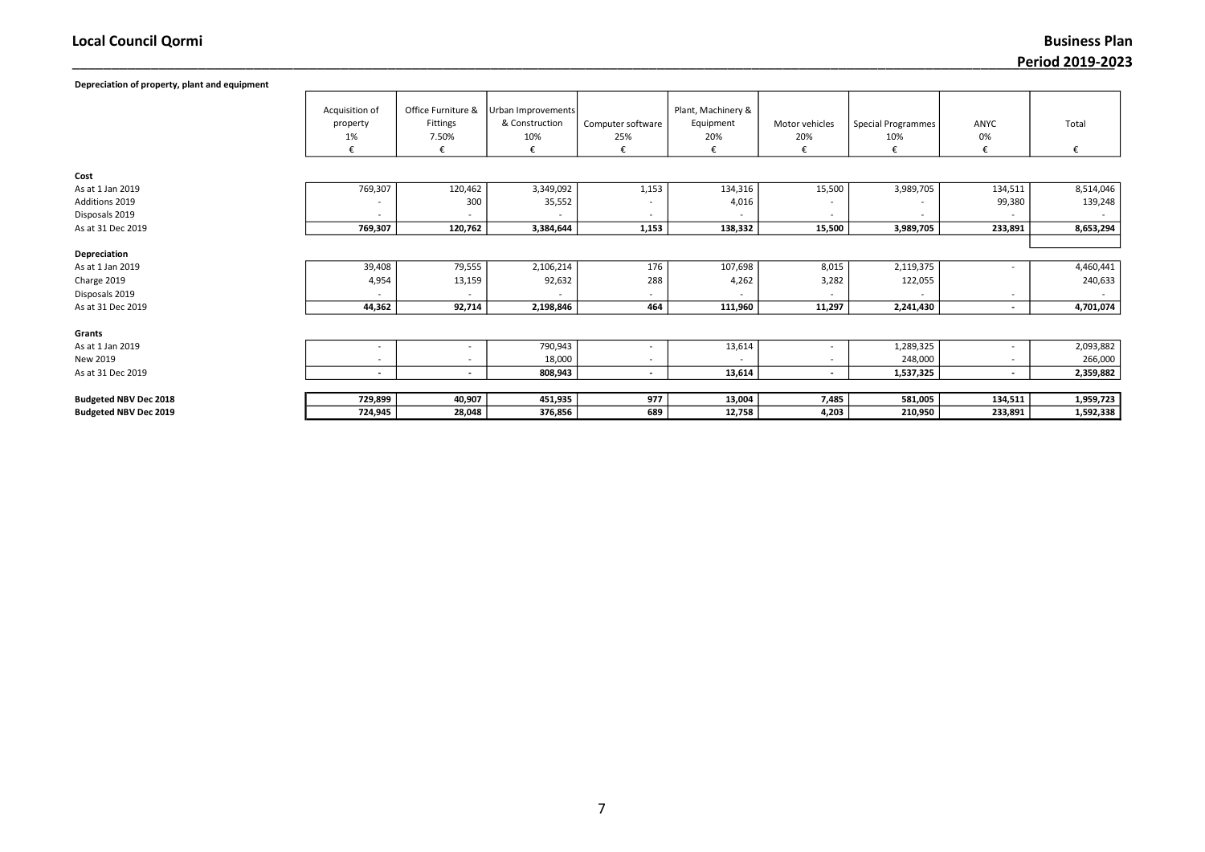### Depreciation of property, plant and equipment

| | Acquisition of property 1% € | Office Furniture & Fittings 7.50% € | Urban Improvements & Construction 10% € | Computer software 25% € | Plant, Machinery & Equipment 20% € | Motor vehicles 20% € | Special Programmes 10% € | ANYC 0% € | Total € |
|---|---|---|---|---|---|---|---|---|---|
| **Cost** | | | | | | | | | |
| As at 1 Jan 2019 | 769,307 | 120,462 | 3,349,092 | 1,153 | 134,316 | 15,500 | 3,989,705 | 134,511 | 8,514,046 |
| Additions 2019 | - | 300 | 35,552 | - | 4,016 | - | - | 99,380 | 139,248 |
| Disposals 2019 | - | - | - | - | - | - | - | - | - |
| As at 31 Dec 2019 | **769,307** | **120,762** | **3,384,644** | **1,153** | **138,332** | **15,500** | **3,989,705** | **233,891** | **8,653,294** |
| **Depreciation** | | | | | | | | | |
| As at 1 Jan 2019 | 39,408 | 79,555 | 2,106,214 | 176 | 107,698 | 8,015 | 2,119,375 | - | 4,460,441 |
| Charge 2019 | 4,954 | 13,159 | 92,632 | 288 | 4,262 | 3,282 | 122,055 | | 240,633 |
| Disposals 2019 | - | - | - | - | - | - | - | - | - |
| As at 31 Dec 2019 | **44,362** | **92,714** | **2,198,846** | **464** | **111,960** | **11,297** | **2,241,430** | **-** | **4,701,074** |
| **Grants** | | | | | | | | | |
| As at 1 Jan 2019 | - | - | 790,943 | - | 13,614 | - | 1,289,325 | - | 2,093,882 |
| New 2019 | - | - | 18,000 | - | - | - | 248,000 | - | 266,000 |
| As at 31 Dec 2019 | **-** | **-** | **808,943** | **-** | **13,614** | **-** | **1,537,325** | **-** | **2,359,882** |
| **Budgeted NBV Dec 2018** | **729,899** | **40,907** | **451,935** | **977** | **13,004** | **7,485** | **581,005** | **134,511** | **1,959,723** |
| **Budgeted NBV Dec 2019** | **724,945** | **28,048** | **376,856** | **689** | **12,758** | **4,203** | **210,950** | **233,891** | **1,592,338** |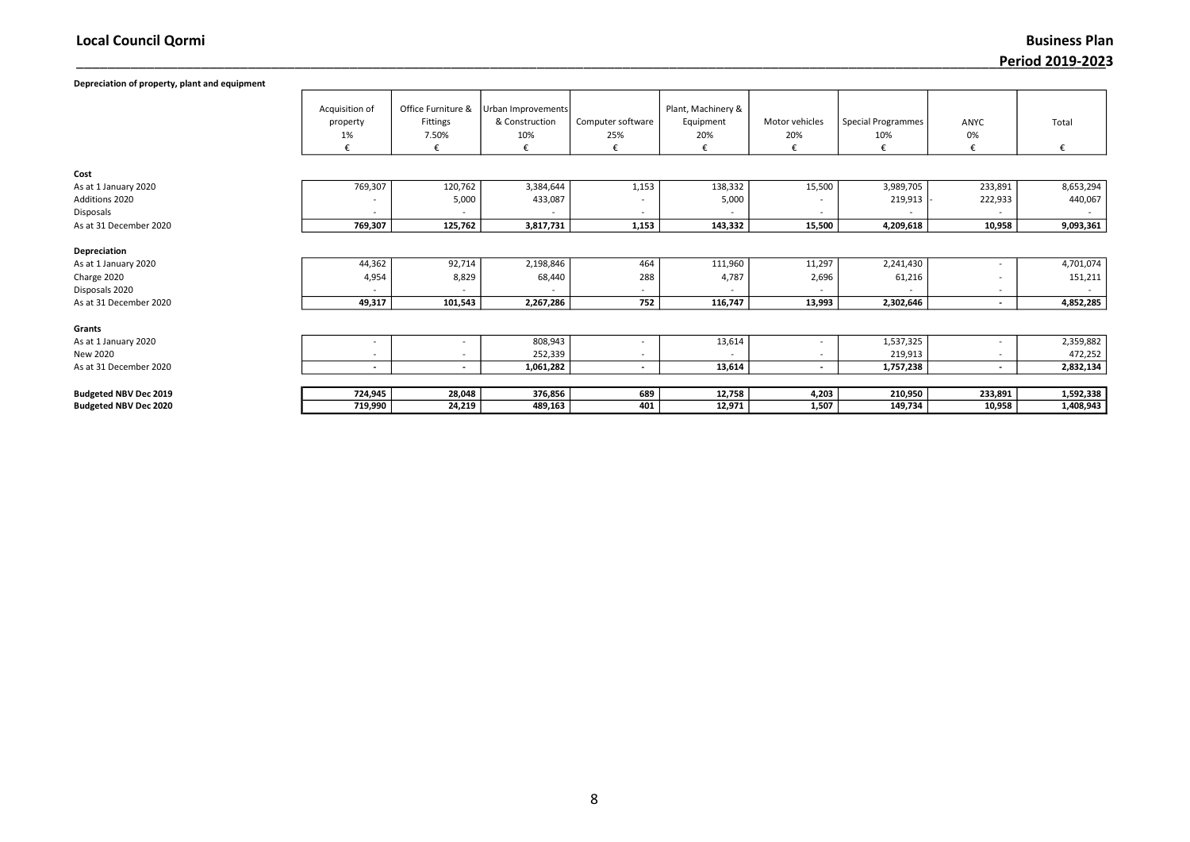**Depreciation of property, plant and equipment**

| | Acquisition of property 1% € | Office Furniture & Fittings 7.50% € | Urban Improvements & Construction 10% € | Computer software 25% € | Plant, Machinery & Equipment 20% € | Motor vehicles 20% € | Special Programmes 10% € | ANYC 0% € | Total € |
|---|---|---|---|---|---|---|---|---|---|
| **Cost** | | | | | | | | | |
| As at 1 January 2020 | 769,307 | 120,762 | 3,384,644 | 1,153 | 138,332 | 15,500 | 3,989,705 | 233,891 | 8,653,294 |
| Additions 2020 | - | 5,000 | 433,087 | - | 5,000 | - | 219,913 | - 222,933 | 440,067 |
| Disposals | - | - | - | - | - | - | - | - | - |
| As at 31 December 2020 | **769,307** | **125,762** | **3,817,731** | **1,153** | **143,332** | **15,500** | **4,209,618** | **10,958** | **9,093,361** |
| **Depreciation** | | | | | | | | | |
| As at 1 January 2020 | 44,362 | 92,714 | 2,198,846 | 464 | 111,960 | 11,297 | 2,241,430 | - | 4,701,074 |
| Charge 2020 | 4,954 | 8,829 | 68,440 | 288 | 4,787 | 2,696 | 61,216 | - | 151,211 |
| Disposals 2020 | - | - | - | - | - | - | - | - | - |
| As at 31 December 2020 | **49,317** | **101,543** | **2,267,286** | **752** | **116,747** | **13,993** | **2,302,646** | **-** | **4,852,285** |
| **Grants** | | | | | | | | | |
| As at 1 January 2020 | - | - | 808,943 | - | 13,614 | - | 1,537,325 | - | 2,359,882 |
| New 2020 | - | - | 252,339 | - | - | - | 219,913 | - | 472,252 |
| As at 31 December 2020 | **-** | **-** | **1,061,282** | **-** | **13,614** | **-** | **1,757,238** | **-** | **2,832,134** |
| **Budgeted NBV Dec 2019** | **724,945** | **28,048** | **376,856** | **689** | **12,758** | **4,203** | **210,950** | **233,891** | **1,592,338** |
| **Budgeted NBV Dec 2020** | **719,990** | **24,219** | **489,163** | **401** | **12,971** | **1,507** | **149,734** | **10,958** | **1,408,943** |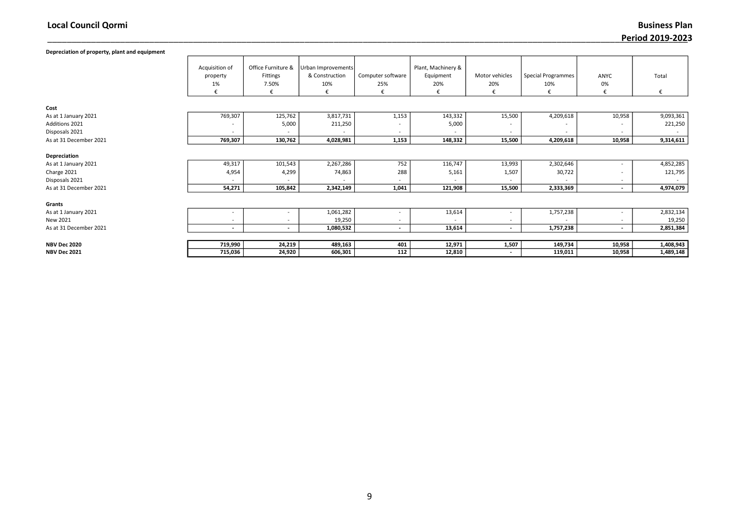**Depreciation of property, plant and equipment**

| | Acquisition of property 1% € | Office Furniture & Fittings 7.50% € | Urban Improvements & Construction 10% € | Computer software 25% € | Plant, Machinery & Equipment 20% € | Motor vehicles 20% € | Special Programmes 10% € | ANYC 0% € | Total € |
|---|---|---|---|---|---|---|---|---|---|
| **Cost** | | | | | | | | | |
| As at 1 January 2021 | 769,307 | 125,762 | 3,817,731 | 1,153 | 143,332 | 15,500 | 4,209,618 | 10,958 | 9,093,361 |
| Additions 2021 | - | 5,000 | 211,250 | - | 5,000 | - | - | - | 221,250 |
| Disposals 2021 | - | - | - | - | - | - | - | - | - |
| As at 31 December 2021 | **769,307** | **130,762** | **4,028,981** | **1,153** | **148,332** | **15,500** | **4,209,618** | **10,958** | **9,314,611** |
| **Depreciation** | | | | | | | | | |
| As at 1 January 2021 | 49,317 | 101,543 | 2,267,286 | 752 | 116,747 | 13,993 | 2,302,646 | - | 4,852,285 |
| Charge 2021 | 4,954 | 4,299 | 74,863 | 288 | 5,161 | 1,507 | 30,722 | - | 121,795 |
| Disposals 2021 | - | - | - | - | - | - | - | - | - |
| As at 31 December 2021 | **54,271** | **105,842** | **2,342,149** | **1,041** | **121,908** | **15,500** | **2,333,369** | **-** | **4,974,079** |
| **Grants** | | | | | | | | | |
| As at 1 January 2021 | - | - | 1,061,282 | - | 13,614 | - | 1,757,238 | - | 2,832,134 |
| New 2021 | - | - | 19,250 | - | - | - | - | - | 19,250 |
| As at 31 December 2021 | **-** | **-** | **1,080,532** | **-** | **13,614** | **-** | **1,757,238** | **-** | **2,851,384** |
| **NBV Dec 2020** | **719,990** | **24,219** | **489,163** | **401** | **12,971** | **1,507** | **149,734** | **10,958** | **1,408,943** |
| **NBV Dec 2021** | **715,036** | **24,920** | **606,301** | **112** | **12,810** | **-** | **119,011** | **10,958** | **1,489,148** |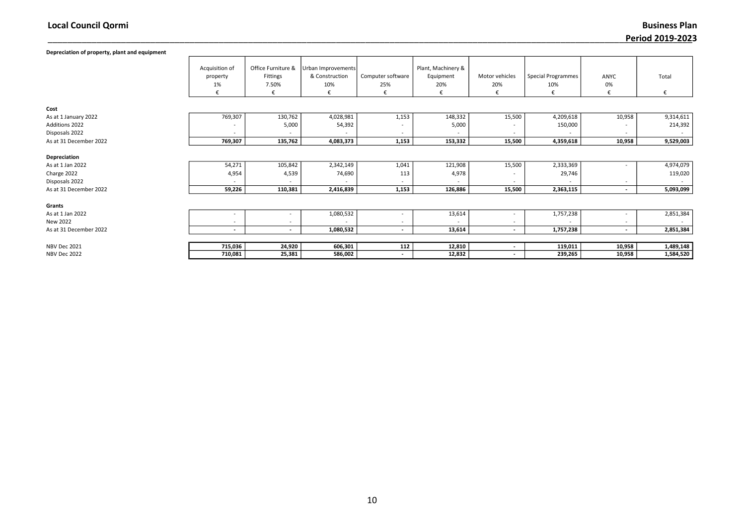**Depreciation of property, plant and equipment**

| | Acquisition of property 1% € | Office Furniture & Fittings 7.50% € | Urban Improvements & Construction 10% € | Computer software 25% € | Plant, Machinery & Equipment 20% € | Motor vehicles 20% € | Special Programmes 10% € | ANYC 0% € | Total € |
|---|---|---|---|---|---|---|---|---|---|
| **Cost** | | | | | | | | | |
| As at 1 January 2022 | 769,307 | 130,762 | 4,028,981 | 1,153 | 148,332 | 15,500 | 4,209,618 | 10,958 | 9,314,611 |
| Additions 2022 | - | 5,000 | 54,392 | - | 5,000 | - | 150,000 | - | 214,392 |
| Disposals 2022 | - | - | - | - | - | - | - | - | - |
| As at 31 December 2022 | **769,307** | **135,762** | **4,083,373** | **1,153** | **153,332** | **15,500** | **4,359,618** | **10,958** | **9,529,003** |
| **Depreciation** | | | | | | | | | |
| As at 1 Jan 2022 | 54,271 | 105,842 | 2,342,149 | 1,041 | 121,908 | 15,500 | 2,333,369 | - | 4,974,079 |
| Charge 2022 | 4,954 | 4,539 | 74,690 | 113 | 4,978 | - | 29,746 | | 119,020 |
| Disposals 2022 | - | - | - | - | - | - | - | - | - |
| As at 31 December 2022 | **59,226** | **110,381** | **2,416,839** | **1,153** | **126,886** | **15,500** | **2,363,115** | **-** | **5,093,099** |
| **Grants** | | | | | | | | | |
| As at 1 Jan 2022 | - | - | 1,080,532 | - | 13,614 | - | 1,757,238 | - | 2,851,384 |
| New 2022 | - | - | - | - | - | - | - | - | - |
| As at 31 December 2022 | **-** | **-** | **1,080,532** | **-** | **13,614** | **-** | **1,757,238** | **-** | **2,851,384** |
| NBV Dec 2021 | **715,036** | **24,920** | **606,301** | **112** | **12,810** | **-** | **119,011** | **10,958** | **1,489,148** |
| NBV Dec 2022 | **710,081** | **25,381** | **586,002** | **-** | **12,832** | **-** | **239,265** | **10,958** | **1,584,520** |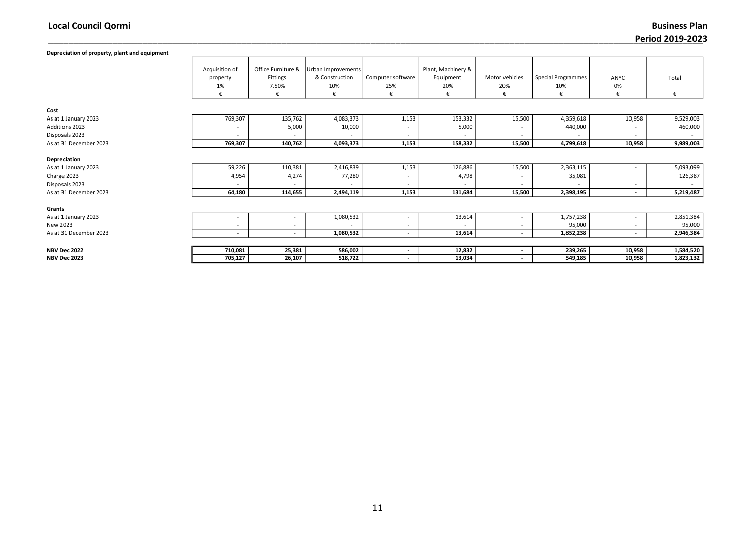**Depreciation of property, plant and equipment**

| | Acquisition of property 1% € | Office Furniture & Fittings 7.50% € | Urban Improvements & Construction 10% € | Computer software 25% € | Plant, Machinery & Equipment 20% € | Motor vehicles 20% € | Special Programmes 10% € | ANYC 0% € | Total € |
|---|---|---|---|---|---|---|---|---|---|
| **Cost** | | | | | | | | | |
| As at 1 January 2023 | 769,307 | 135,762 | 4,083,373 | 1,153 | 153,332 | 15,500 | 4,359,618 | 10,958 | 9,529,003 |
| Additions 2023 | - | 5,000 | 10,000 | - | 5,000 | - | 440,000 | - | 460,000 |
| Disposals 2023 | - | - | - | - | - | - | - | - | - |
| As at 31 December 2023 | **769,307** | **140,762** | **4,093,373** | **1,153** | **158,332** | **15,500** | **4,799,618** | **10,958** | **9,989,003** |
| **Depreciation** | | | | | | | | | |
| As at 1 January 2023 | 59,226 | 110,381 | 2,416,839 | 1,153 | 126,886 | 15,500 | 2,363,115 | - | 5,093,099 |
| Charge 2023 | 4,954 | 4,274 | 77,280 | - | 4,798 | - | 35,081 | | 126,387 |
| Disposals 2023 | - | - | - | - | - | - | - | - | - |
| As at 31 December 2023 | **64,180** | **114,655** | **2,494,119** | **1,153** | **131,684** | **15,500** | **2,398,195** | **-** | **5,219,487** |
| **Grants** | | | | | | | | | |
| As at 1 January 2023 | - | - | 1,080,532 | - | 13,614 | - | 1,757,238 | - | 2,851,384 |
| New 2023 | - | - | - | - | - | - | 95,000 | - | 95,000 |
| As at 31 December 2023 | **-** | **-** | **1,080,532** | **-** | **13,614** | **-** | **1,852,238** | **-** | **2,946,384** |
| **NBV Dec 2022** | **710,081** | **25,381** | **586,002** | **-** | **12,832** | **-** | **239,265** | **10,958** | **1,584,520** |
| **NBV Dec 2023** | **705,127** | **26,107** | **518,722** | **-** | **13,034** | **-** | **549,185** | **10,958** | **1,823,132** |